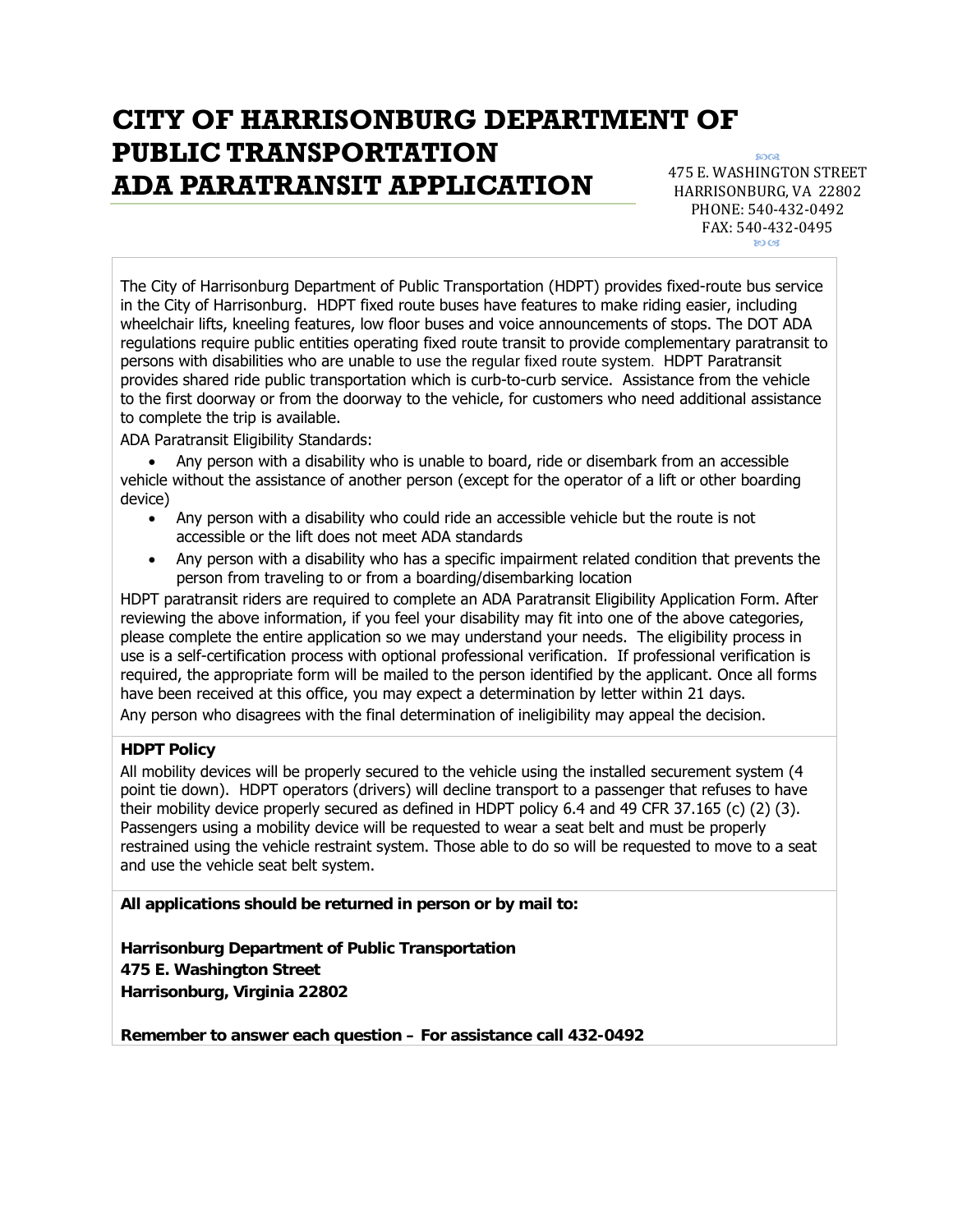# CITY OF HARRISONBURG DEPARTMENT OF PUBLIC TRANSPORTATION ADA PARATRANSIT APPLICATION

475 E. WASHINGTON STREET
HARRISONBURG, VA 22802
PHONE: 540-432-0492
FAX: 540-432-0495

The City of Harrisonburg Department of Public Transportation (HDPT) provides fixed-route bus service in the City of Harrisonburg. HDPT fixed route buses have features to make riding easier, including wheelchair lifts, kneeling features, low floor buses and voice announcements of stops. The DOT ADA regulations require public entities operating fixed route transit to provide complementary paratransit to persons with disabilities who are unable to use the regular fixed route system. HDPT Paratransit provides shared ride public transportation which is curb-to-curb service. Assistance from the vehicle to the first doorway or from the doorway to the vehicle, for customers who need additional assistance to complete the trip is available.

ADA Paratransit Eligibility Standards:

- Any person with a disability who is unable to board, ride or disembark from an accessible vehicle without the assistance of another person (except for the operator of a lift or other boarding device)
- Any person with a disability who could ride an accessible vehicle but the route is not accessible or the lift does not meet ADA standards
- Any person with a disability who has a specific impairment related condition that prevents the person from traveling to or from a boarding/disembarking location

HDPT paratransit riders are required to complete an ADA Paratransit Eligibility Application Form. After reviewing the above information, if you feel your disability may fit into one of the above categories, please complete the entire application so we may understand your needs. The eligibility process in use is a self-certification process with optional professional verification. If professional verification is required, the appropriate form will be mailed to the person identified by the applicant. Once all forms have been received at this office, you may expect a determination by letter within 21 days.

Any person who disagrees with the final determination of ineligibility may appeal the decision.

**HDPT Policy**

All mobility devices will be properly secured to the vehicle using the installed securement system (4 point tie down). HDPT operators (drivers) will decline transport to a passenger that refuses to have their mobility device properly secured as defined in HDPT policy 6.4 and 49 CFR 37.165 (c) (2) (3). Passengers using a mobility device will be requested to wear a seat belt and must be properly restrained using the vehicle restraint system. Those able to do so will be requested to move to a seat and use the vehicle seat belt system.

**All applications should be returned in person or by mail to:**

**Harrisonburg Department of Public Transportation**
**475 E. Washington Street**
**Harrisonburg, Virginia 22802**

**Remember to answer each question – For assistance call 432-0492**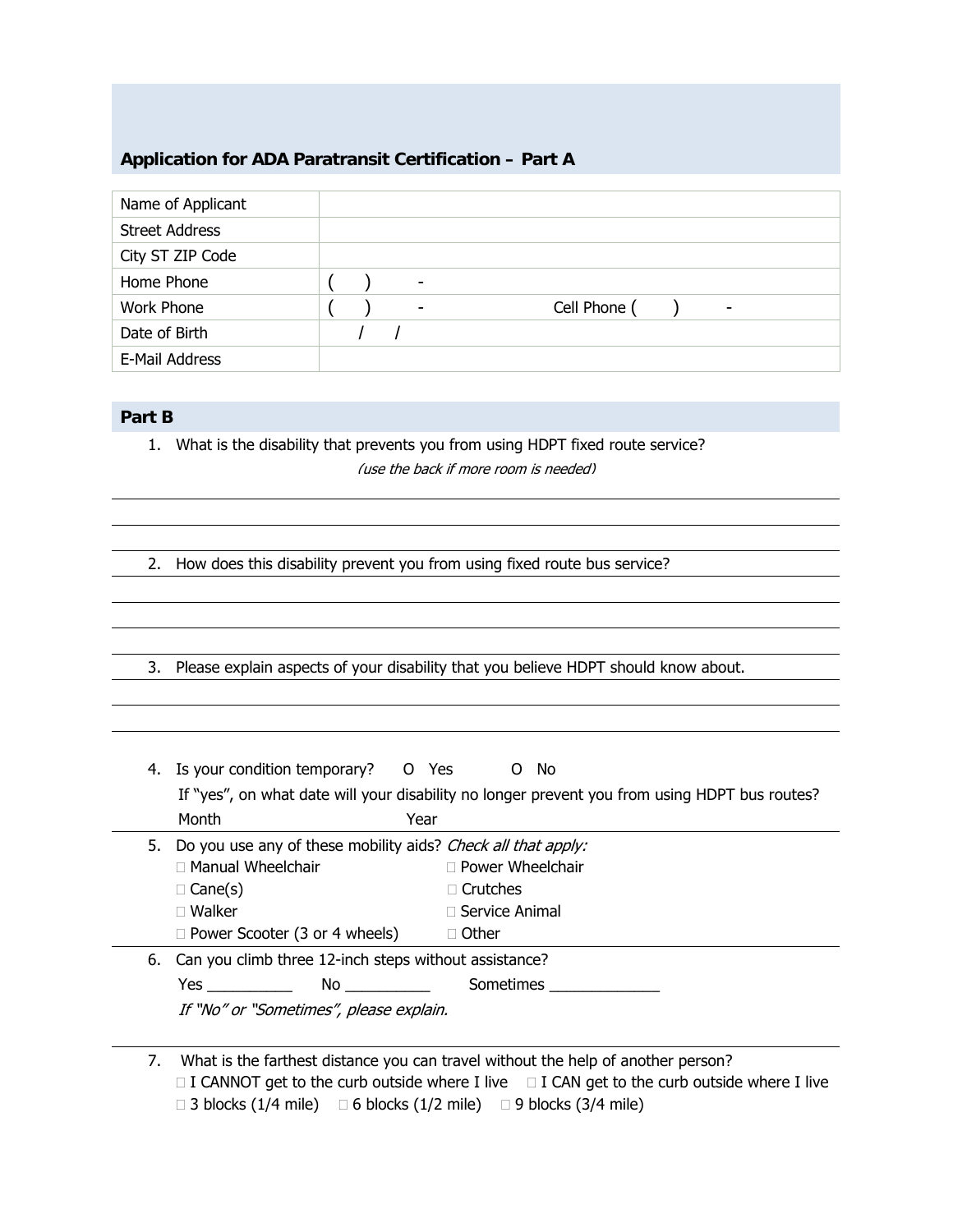## Application for ADA Paratransit Certification – Part A

| Name of Applicant | | |
|---|---|---|
| Street Address | | |
| City ST ZIP Code | | |
| Home Phone | ( ) - | |
| Work Phone | ( ) - | Cell Phone ( ) - |
| Date of Birth | / / | |
| E-Mail Address | | |

## Part B

1. What is the disability that prevents you from using HDPT fixed route service?
   *(use the back if more room is needed)*

2. How does this disability prevent you from using fixed route bus service?

3. Please explain aspects of your disability that you believe HDPT should know about.

4. Is your condition temporary? O Yes O No
   If "yes", on what date will your disability no longer prevent you from using HDPT bus routes?
   Month Year

5. Do you use any of these mobility aids? *Check all that apply:*
   - ☐ Manual Wheelchair
   - ☐ Power Wheelchair
   - ☐ Cane(s)
   - ☐ Crutches
   - ☐ Walker
   - ☐ Service Animal
   - ☐ Power Scooter (3 or 4 wheels)
   - ☐ Other

6. Can you climb three 12-inch steps without assistance?
   Yes __________ No __________ Sometimes _____________
   *If "No" or "Sometimes", please explain.*

7. What is the farthest distance you can travel without the help of another person?
   - ☐ I CANNOT get to the curb outside where I live
   - ☐ I CAN get to the curb outside where I live
   - ☐ 3 blocks (1/4 mile)
   - ☐ 6 blocks (1/2 mile)
   - ☐ 9 blocks (3/4 mile)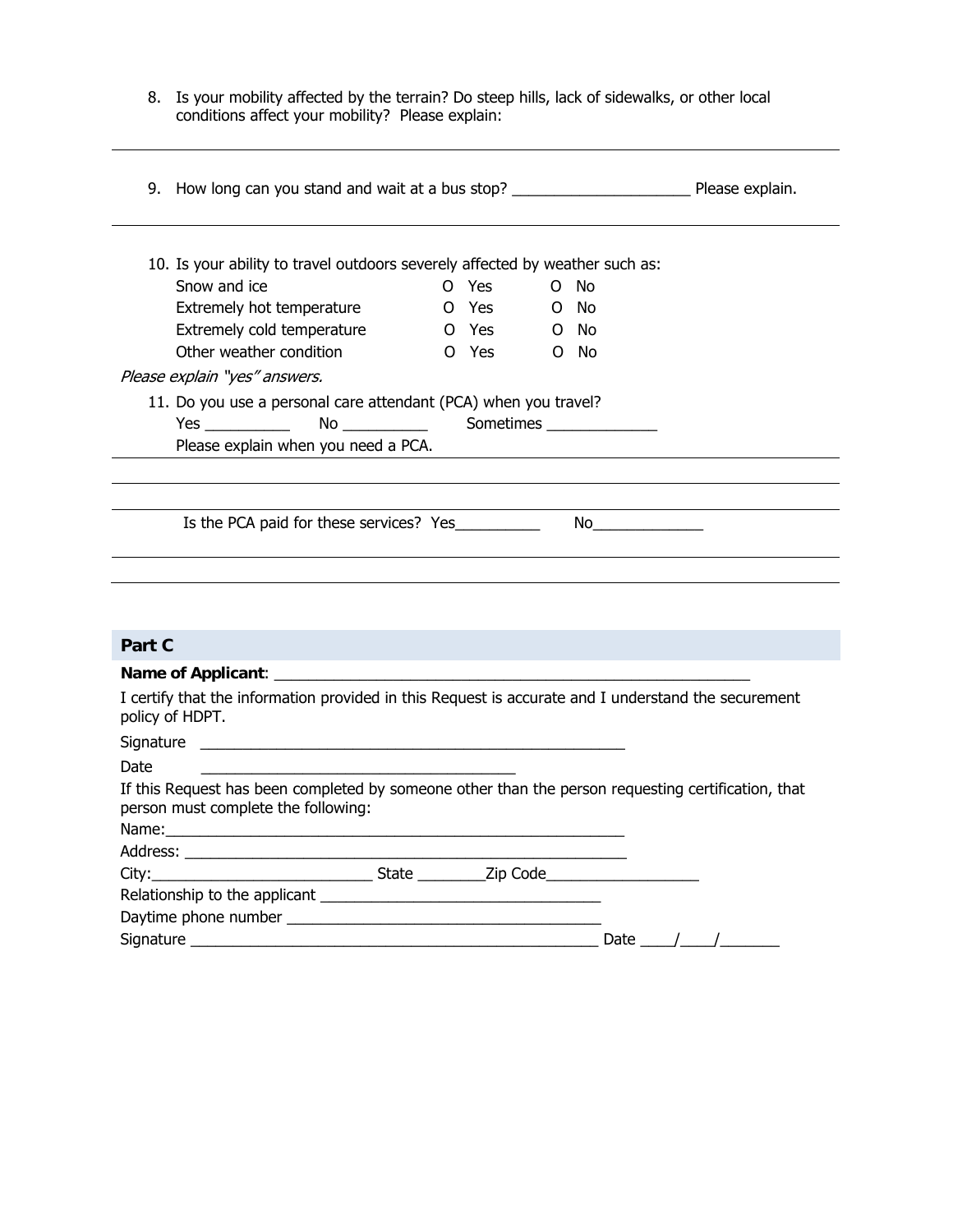8. Is your mobility affected by the terrain? Do steep hills, lack of sidewalks, or other local conditions affect your mobility? Please explain:

---

9. How long can you stand and wait at a bus stop? ______________________ Please explain.

---

10. Is your ability to travel outdoors severely affected by weather such as:

| | | |
|---|---|---|
| Snow and ice | O Yes | O No |
| Extremely hot temperature | O Yes | O No |
| Extremely cold temperature | O Yes | O No |
| Other weather condition | O Yes | O No |

*Please explain "yes" answers.*

11. Do you use a personal care attendant (PCA) when you travel?
    Yes __________ No __________ Sometimes _____________
    Please explain when you need a PCA.

---

---

---

Is the PCA paid for these services? Yes__________ No_____________

---

---

## Part C

**Name of Applicant**: ___________________________________________________________

I certify that the information provided in this Request is accurate and I understand the securement policy of HDPT.

Signature ______________________________________________________

Date ________________________________________

If this Request has been completed by someone other than the person requesting certification, that person must complete the following:

Name:_________________________________________________________

Address: ______________________________________________________

City:___________________________ State ________Zip Code__________________

Relationship to the applicant __________________________________

Daytime phone number ______________________________________

Signature ___________________________________________________ Date ____/____/_______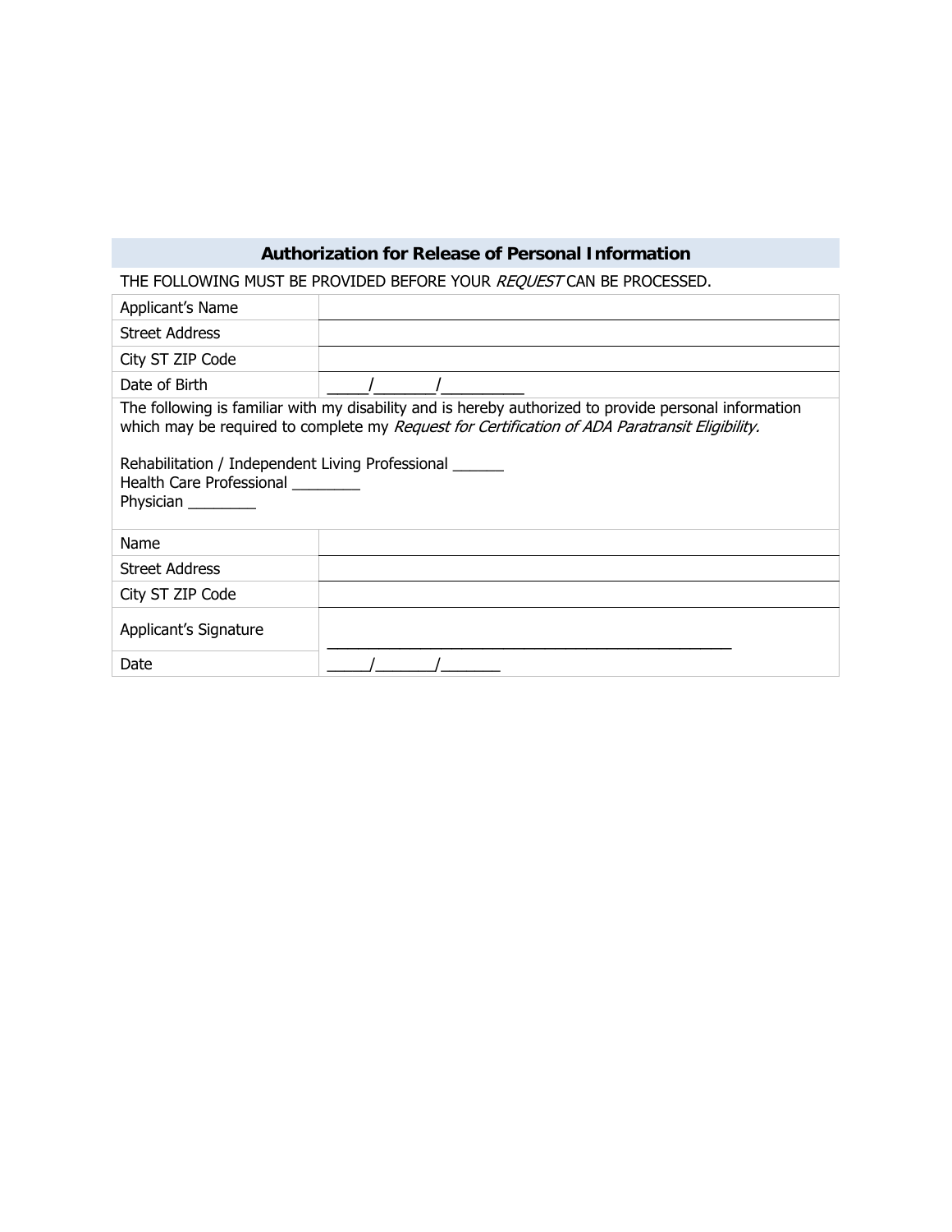## Authorization for Release of Personal Information

THE FOLLOWING MUST BE PROVIDED BEFORE YOUR *REQUEST* CAN BE PROCESSED.

| | |
|---|---|
| Applicant's Name | |
| Street Address | |
| City ST ZIP Code | |
| Date of Birth | _____/_______/_________ |

The following is familiar with my disability and is hereby authorized to provide personal information which may be required to complete my *Request for Certification of ADA Paratransit Eligibility.*

Rehabilitation / Independent Living Professional ______
Health Care Professional ________
Physician ________

| | |
|---|---|
| Name | |
| Street Address | |
| City ST ZIP Code | |
| Applicant's Signature | _____________________________________________ |
| Date | _____/_______/_______ |